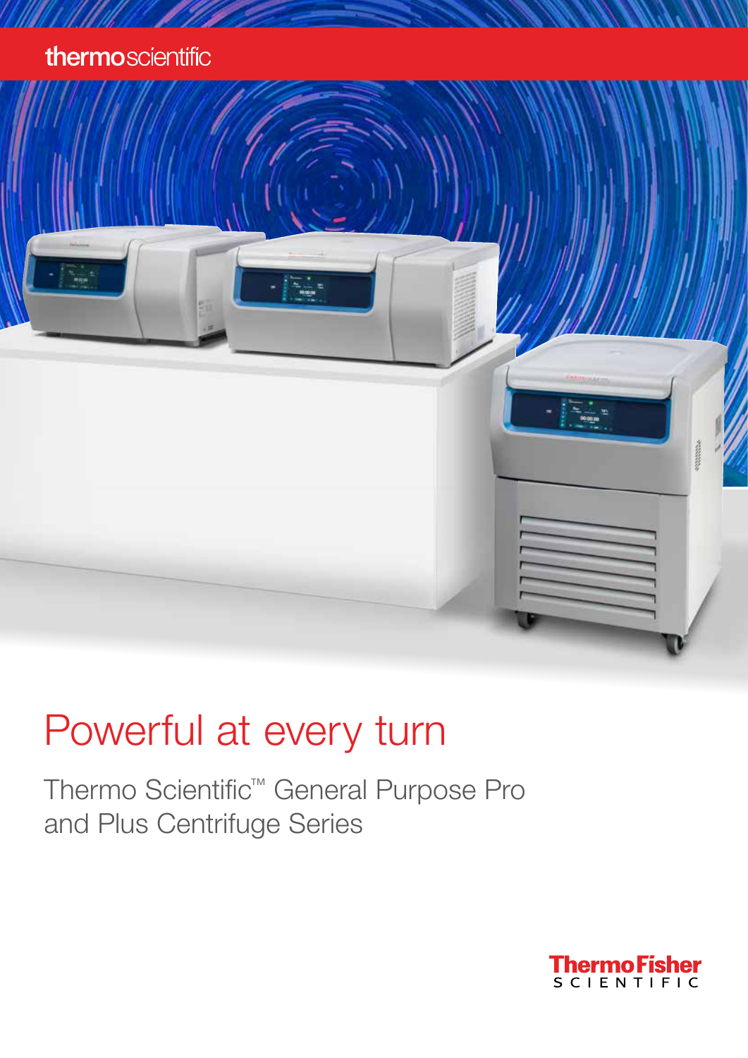thermoscientific

# Powerful at every turn

Thermo Scientific™ General Purpose Pro and Plus Centrifuge Series

ThermoFisher SCIENTIFIC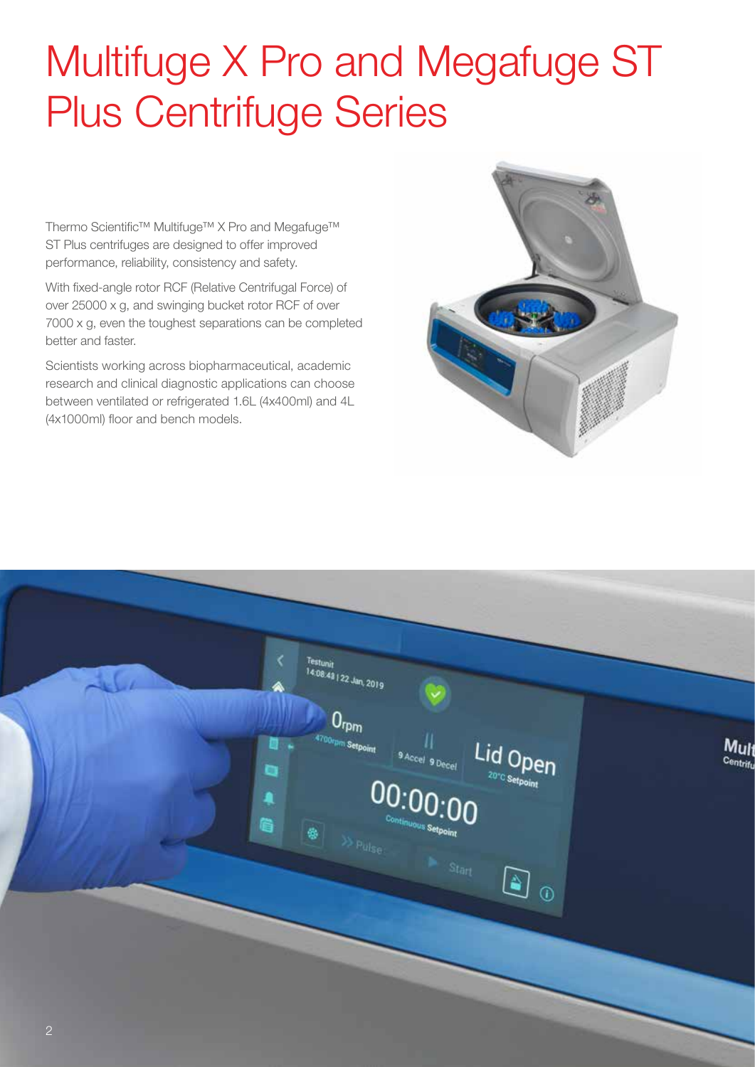# Multifuge X Pro and Megafuge ST Plus Centrifuge Series

Thermo Scientific™ Multifuge™ X Pro and Megafuge™ ST Plus centrifuges are designed to offer improved performance, reliability, consistency and safety.

With fixed-angle rotor RCF (Relative Centrifugal Force) of over 25000 x g, and swinging bucket rotor RCF of over 7000 x g, even the toughest separations can be completed better and faster.

Scientists working across biopharmaceutical, academic research and clinical diagnostic applications can choose between ventilated or refrigerated 1.6L (4x400ml) and 4L (4x1000ml) floor and bench models.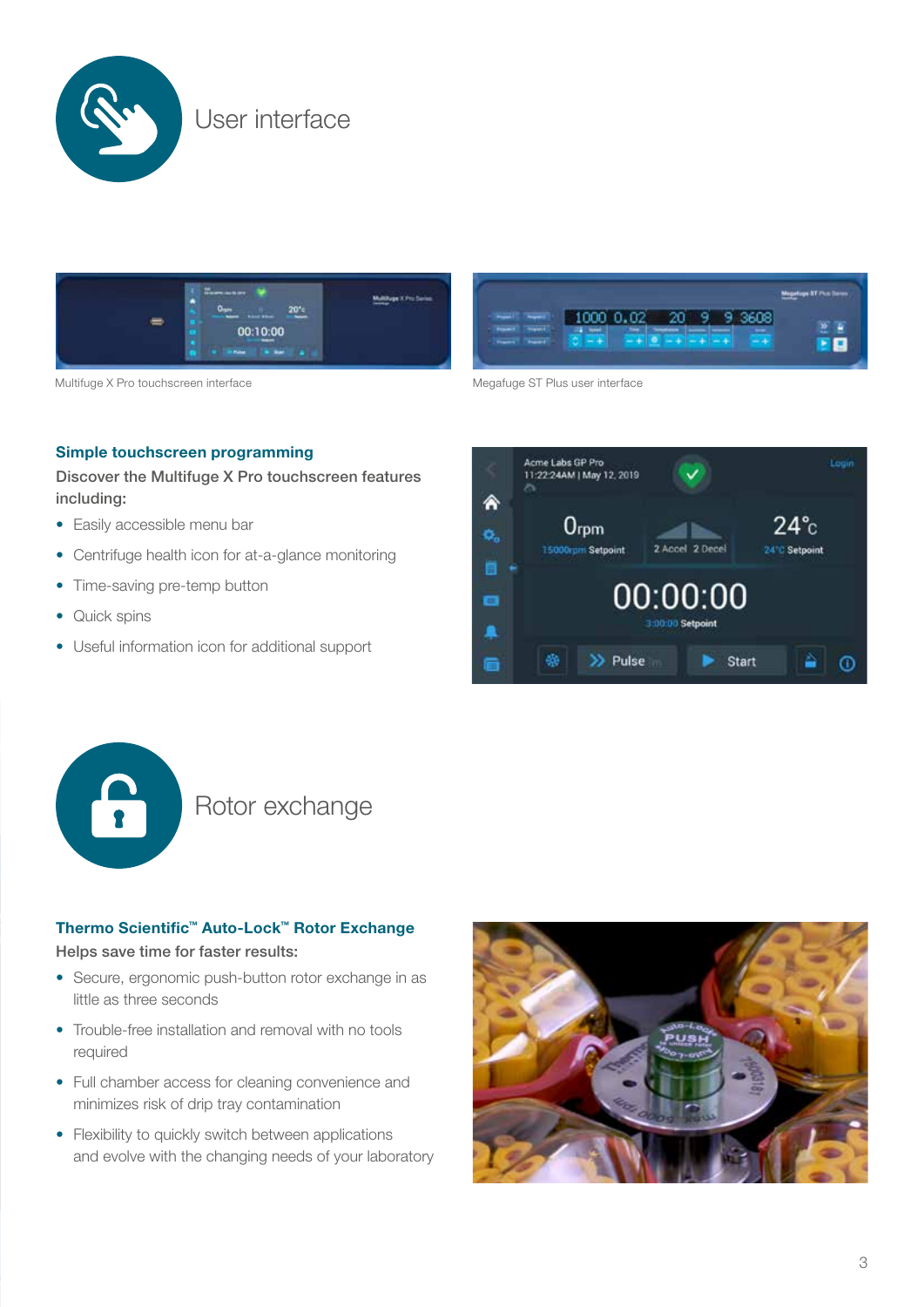## User interface

Multifuge X Pro touchscreen interface

Megafuge ST Plus user interface

### Simple touchscreen programming

**Discover the Multifuge X Pro touchscreen features including:**

- Easily accessible menu bar
- Centrifuge health icon for at-a-glance monitoring
- Time-saving pre-temp button
- Quick spins
- Useful information icon for additional support

## Rotor exchange

### Thermo Scientific™ Auto-Lock™ Rotor Exchange

**Helps save time for faster results:**

- Secure, ergonomic push-button rotor exchange in as little as three seconds
- Trouble-free installation and removal with no tools required
- Full chamber access for cleaning convenience and minimizes risk of drip tray contamination
- Flexibility to quickly switch between applications and evolve with the changing needs of your laboratory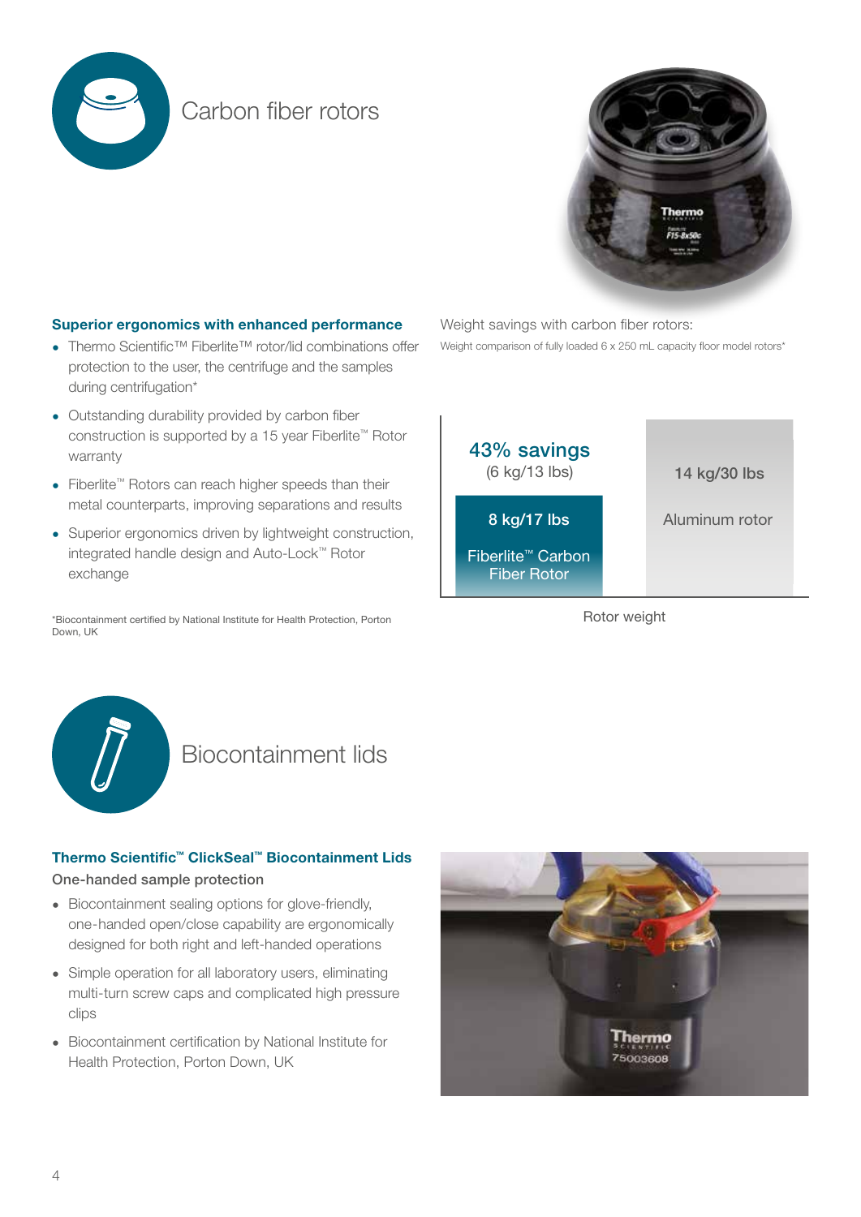## Carbon fiber rotors

### Superior ergonomics with enhanced performance

- Thermo Scientific™ Fiberlite™ rotor/lid combinations offer protection to the user, the centrifuge and the samples during centrifugation*
- Outstanding durability provided by carbon fiber construction is supported by a 15 year Fiberlite™ Rotor warranty
- Fiberlite™ Rotors can reach higher speeds than their metal counterparts, improving separations and results
- Superior ergonomics driven by lightweight construction, integrated handle design and Auto-Lock™ Rotor exchange

*Biocontainment certified by National Institute for Health Protection, Porton Down, UK

Weight savings with carbon fiber rotors:

Weight comparison of fully loaded 6 x 250 mL capacity floor model rotors*

| Rotor | Rotor weight |
|---|---|
| Fiberlite™ Carbon Fiber Rotor | 8 kg/17 lbs |
| Aluminum rotor | 14 kg/30 lbs |

43% savings (6 kg/13 lbs)

Rotor weight

## Biocontainment lids

### Thermo Scientific™ ClickSeal™ Biocontainment Lids

One-handed sample protection

- Biocontainment sealing options for glove-friendly, one-handed open/close capability are ergonomically designed for both right and left-handed operations
- Simple operation for all laboratory users, eliminating multi-turn screw caps and complicated high pressure clips
- Biocontainment certification by National Institute for Health Protection, Porton Down, UK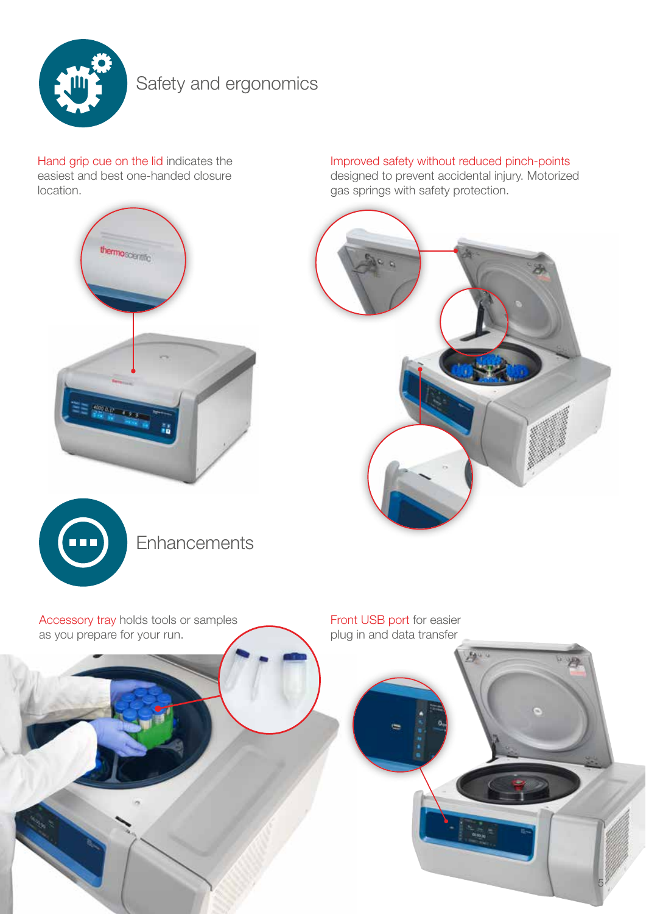## Safety and ergonomics

Hand grip cue on the lid indicates the easiest and best one-handed closure location.

Improved safety without reduced pinch-points designed to prevent accidental injury. Motorized gas springs with safety protection.

## Enhancements

Accessory tray holds tools or samples as you prepare for your run.

Front USB port for easier plug in and data transfer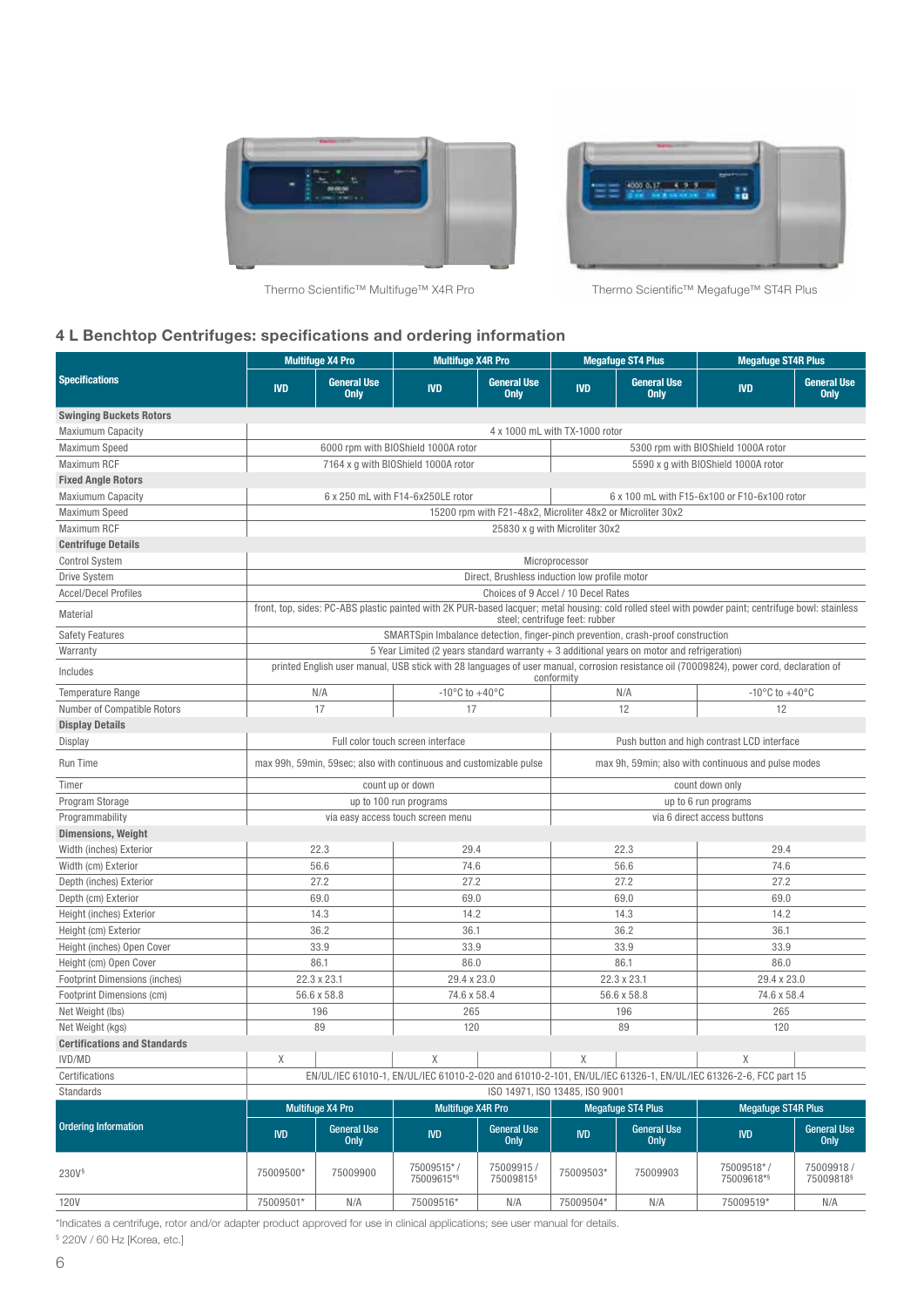Thermo Scientific™ Multifuge™ X4R Pro

Thermo Scientific™ Megafuge™ ST4R Plus

## 4 L Benchtop Centrifuges: specifications and ordering information

| Specifications | Multifuge X4 Pro | | Multifuge X4R Pro | | Megafuge ST4 Plus | | Megafuge ST4R Plus | |
|---|---|---|---|---|---|---|---|---|
| | IVD | General Use Only | IVD | General Use Only | IVD | General Use Only | IVD | General Use Only |
| **Swinging Buckets Rotors** | | | | | | | | |
| Maxiumum Capacity | 4 x 1000 mL with TX-1000 rotor | | | | | | | |
| Maximum Speed | 6000 rpm with BIOShield 1000A rotor | | | | 5300 rpm with BIOShield 1000A rotor | | | |
| Maximum RCF | 7164 x g with BIOShield 1000A rotor | | | | 5590 x g with BIOShield 1000A rotor | | | |
| **Fixed Angle Rotors** | | | | | | | | |
| Maxiumum Capacity | 6 x 250 mL with F14-6x250LE rotor | | | | 6 x 100 mL with F15-6x100 or F10-6x100 rotor | | | |
| Maximum Speed | 15200 rpm with F21-48x2, Microliter 48x2 or Microliter 30x2 | | | | | | | |
| Maximum RCF | 25830 x g with Microliter 30x2 | | | | | | | |
| **Centrifuge Details** | | | | | | | | |
| Control System | Microprocessor | | | | | | | |
| Drive System | Direct, Brushless induction low profile motor | | | | | | | |
| Accel/Decel Profiles | Choices of 9 Accel / 10 Decel Rates | | | | | | | |
| Material | front, top, sides: PC-ABS plastic painted with 2K PUR-based lacquer; metal housing: cold rolled steel with powder paint; centrifuge bowl: stainless steel; centrifuge feet: rubber | | | | | | | |
| Safety Features | SMARTSpin Imbalance detection, finger-pinch prevention, crash-proof construction | | | | | | | |
| Warranty | 5 Year Limited (2 years standard warranty + 3 additional years on motor and refrigeration) | | | | | | | |
| Includes | printed English user manual, USB stick with 28 languages of user manual, corrosion resistance oil (70009824), power cord, declaration of conformity | | | | | | | |
| Temperature Range | N/A | | -10°C to +40°C | | N/A | | -10°C to +40°C | |
| Number of Compatible Rotors | 17 | | 17 | | 12 | | 12 | |
| **Display Details** | | | | | | | | |
| Display | Full color touch screen interface | | | | Push button and high contrast LCD interface | | | |
| Run Time | max 99h, 59min, 59sec; also with continuous and customizable pulse | | | | max 9h, 59min; also with continuous and pulse modes | | | |
| Timer | count up or down | | | | count down only | | | |
| Program Storage | up to 100 run programs | | | | up to 6 run programs | | | |
| Programmability | via easy access touch screen menu | | | | via 6 direct access buttons | | | |
| **Dimensions, Weight** | | | | | | | | |
| Width (inches) Exterior | 22.3 | | 29.4 | | 22.3 | | 29.4 | |
| Width (cm) Exterior | 56.6 | | 74.6 | | 56.6 | | 74.6 | |
| Depth (inches) Exterior | 27.2 | | 27.2 | | 27.2 | | 27.2 | |
| Depth (cm) Exterior | 69.0 | | 69.0 | | 69.0 | | 69.0 | |
| Height (inches) Exterior | 14.3 | | 14.2 | | 14.3 | | 14.2 | |
| Height (cm) Exterior | 36.2 | | 36.1 | | 36.2 | | 36.1 | |
| Height (inches) Open Cover | 33.9 | | 33.9 | | 33.9 | | 33.9 | |
| Height (cm) Open Cover | 86.1 | | 86.0 | | 86.1 | | 86.0 | |
| Footprint Dimensions (inches) | 22.3 x 23.1 | | 29.4 x 23.0 | | 22.3 x 23.1 | | 29.4 x 23.0 | |
| Footprint Dimensions (cm) | 56.6 x 58.8 | | 74.6 x 58.4 | | 56.6 x 58.8 | | 74.6 x 58.4 | |
| Net Weight (lbs) | 196 | | 265 | | 196 | | 265 | |
| Net Weight (kgs) | 89 | | 120 | | 89 | | 120 | |
| **Certifications and Standards** | | | | | | | | |
| IVD/MD | X | | X | | X | | X | |
| Certifications | EN/UL/IEC 61010-1, EN/UL/IEC 61010-2-020 and 61010-2-101, EN/UL/IEC 61326-1, EN/UL/IEC 61326-2-6, FCC part 15 | | | | | | | |
| Standards | ISO 14971, ISO 13485, ISO 9001 | | | | | | | |

| Ordering Information | Multifuge X4 Pro | | Multifuge X4R Pro | | Megafuge ST4 Plus | | Megafuge ST4R Plus | |
|---|---|---|---|---|---|---|---|---|
| | IVD | General Use Only | IVD | General Use Only | IVD | General Use Only | IVD | General Use Only |
| 230V§ | 75009500* | 75009900 | 75009515* / 75009615*§ | 75009915 / 75009815§ | 75009503* | 75009903 | 75009518* / 75009618*§ | 75009918 / 75009818§ |
| 120V | 75009501* | N/A | 75009516* | N/A | 75009504* | N/A | 75009519* | N/A |

*Indicates a centrifuge, rotor and/or adapter product approved for use in clinical applications; see user manual for details.

§ 220V / 60 Hz [Korea, etc.]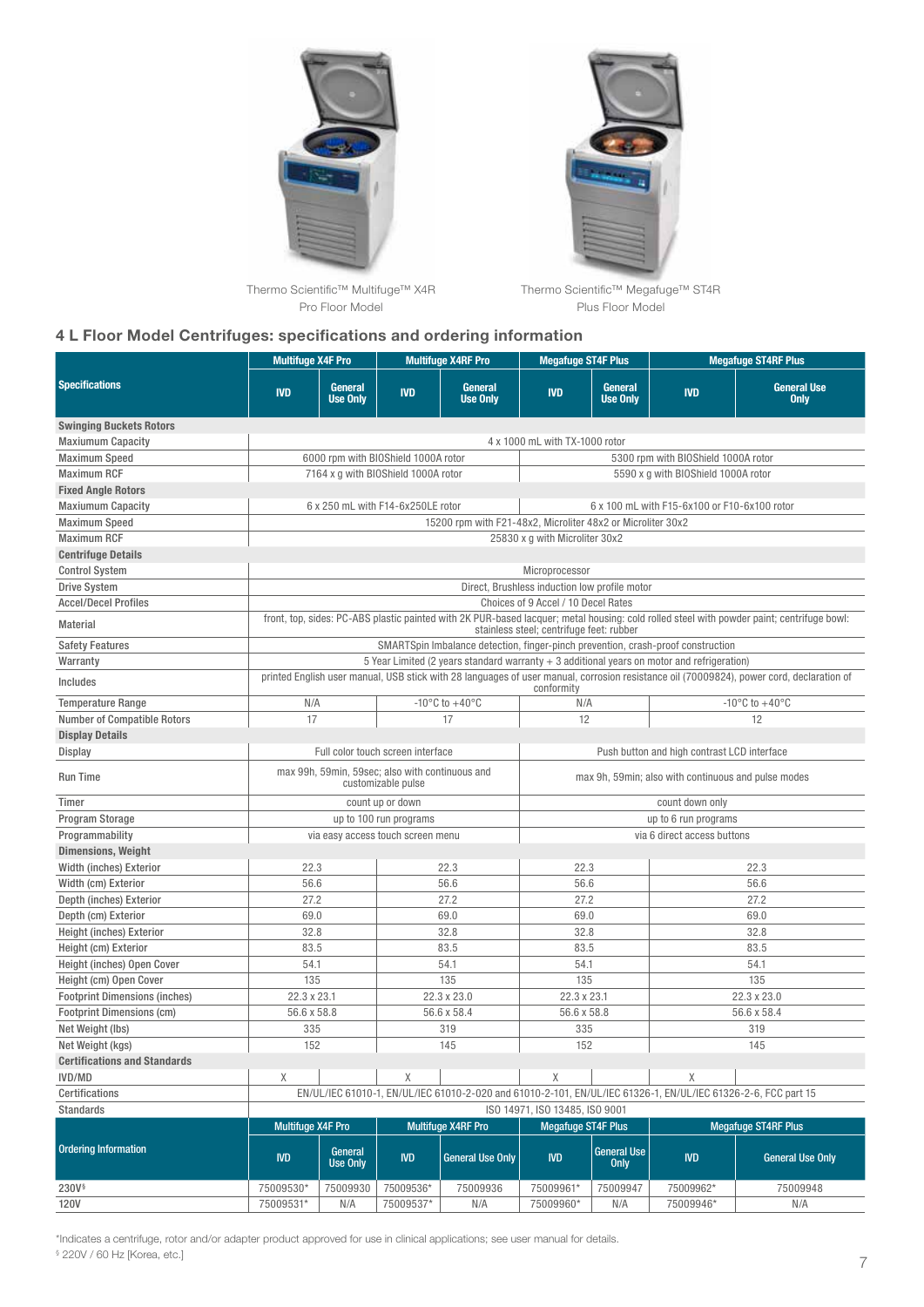Thermo Scientific™ Multifuge™ X4R Pro Floor Model

Thermo Scientific™ Megafuge™ ST4R Plus Floor Model

## 4 L Floor Model Centrifuges: specifications and ordering information

| Specifications | Multifuge X4F Pro | | Multifuge X4RF Pro | | Megafuge ST4F Plus | | Megafuge ST4RF Plus | |
|---|---|---|---|---|---|---|---|---|
| | IVD | General Use Only | IVD | General Use Only | IVD | General Use Only | IVD | General Use Only |
| **Swinging Buckets Rotors** | | | | | | | | |
| Maxiumum Capacity | 4 x 1000 mL with TX-1000 rotor | | | | | | | |
| Maximum Speed | 6000 rpm with BIOShield 1000A rotor | | | | 5300 rpm with BIOShield 1000A rotor | | | |
| Maximum RCF | 7164 x g with BIOShield 1000A rotor | | | | 5590 x g with BIOShield 1000A rotor | | | |
| **Fixed Angle Rotors** | | | | | | | | |
| Maxiumum Capacity | 6 x 250 mL with F14-6x250LE rotor | | | | 6 x 100 mL with F15-6x100 or F10-6x100 rotor | | | |
| Maximum Speed | 15200 rpm with F21-48x2, Microliter 48x2 or Microliter 30x2 | | | | | | | |
| Maximum RCF | 25830 x g with Microliter 30x2 | | | | | | | |
| **Centrifuge Details** | | | | | | | | |
| Control System | Microprocessor | | | | | | | |
| Drive System | Direct, Brushless induction low profile motor | | | | | | | |
| Accel/Decel Profiles | Choices of 9 Accel / 10 Decel Rates | | | | | | | |
| Material | front, top, sides: PC-ABS plastic painted with 2K PUR-based lacquer; metal housing: cold rolled steel with powder paint; centrifuge bowl: stainless steel; centrifuge feet: rubber | | | | | | | |
| Safety Features | SMARTSpin Imbalance detection, finger-pinch prevention, crash-proof construction | | | | | | | |
| Warranty | 5 Year Limited (2 years standard warranty + 3 additional years on motor and refrigeration) | | | | | | | |
| Includes | printed English user manual, USB stick with 28 languages of user manual, corrosion resistance oil (70009824), power cord, declaration of conformity | | | | | | | |
| Temperature Range | N/A | | -10°C to +40°C | | N/A | | -10°C to +40°C | |
| Number of Compatible Rotors | 17 | | 17 | | 12 | | 12 | |
| **Display Details** | | | | | | | | |
| Display | Full color touch screen interface | | | | Push button and high contrast LCD interface | | | |
| Run Time | max 99h, 59min, 59sec; also with continuous and customizable pulse | | | | max 9h, 59min; also with continuous and pulse modes | | | |
| Timer | count up or down | | | | count down only | | | |
| Program Storage | up to 100 run programs | | | | up to 6 run programs | | | |
| Programmability | via easy access touch screen menu | | | | via 6 direct access buttons | | | |
| **Dimensions, Weight** | | | | | | | | |
| Width (inches) Exterior | 22.3 | | 22.3 | | 22.3 | | 22.3 | |
| Width (cm) Exterior | 56.6 | | 56.6 | | 56.6 | | 56.6 | |
| Depth (inches) Exterior | 27.2 | | 27.2 | | 27.2 | | 27.2 | |
| Depth (cm) Exterior | 69.0 | | 69.0 | | 69.0 | | 69.0 | |
| Height (inches) Exterior | 32.8 | | 32.8 | | 32.8 | | 32.8 | |
| Height (cm) Exterior | 83.5 | | 83.5 | | 83.5 | | 83.5 | |
| Height (inches) Open Cover | 54.1 | | 54.1 | | 54.1 | | 54.1 | |
| Height (cm) Open Cover | 135 | | 135 | | 135 | | 135 | |
| Footprint Dimensions (inches) | 22.3 x 23.1 | | 22.3 x 23.0 | | 22.3 x 23.1 | | 22.3 x 23.0 | |
| Footprint Dimensions (cm) | 56.6 x 58.8 | | 56.6 x 58.4 | | 56.6 x 58.8 | | 56.6 x 58.4 | |
| Net Weight (lbs) | 335 | | 319 | | 335 | | 319 | |
| Net Weight (kgs) | 152 | | 145 | | 152 | | 145 | |
| **Certifications and Standards** | | | | | | | | |
| IVD/MD | X | | X | | X | | X | |
| Certifications | EN/UL/IEC 61010-1, EN/UL/IEC 61010-2-020 and 61010-2-101, EN/UL/IEC 61326-1, EN/UL/IEC 61326-2-6, FCC part 15 | | | | | | | |
| Standards | ISO 14971, ISO 13485, ISO 9001 | | | | | | | |

| Ordering Information | Multifuge X4F Pro | | Multifuge X4RF Pro | | Megafuge ST4F Plus | | Megafuge ST4RF Plus | |
|---|---|---|---|---|---|---|---|---|
| | IVD | General Use Only | IVD | General Use Only | IVD | General Use Only | IVD | General Use Only |
| 230V§ | 75009530* | 75009930 | 75009536* | 75009936 | 75009961* | 75009947 | 75009962* | 75009948 |
| 120V | 75009531* | N/A | 75009537* | N/A | 75009960* | N/A | 75009946* | N/A |

*Indicates a centrifuge, rotor and/or adapter product approved for use in clinical applications; see user manual for details.

§ 220V / 60 Hz [Korea, etc.]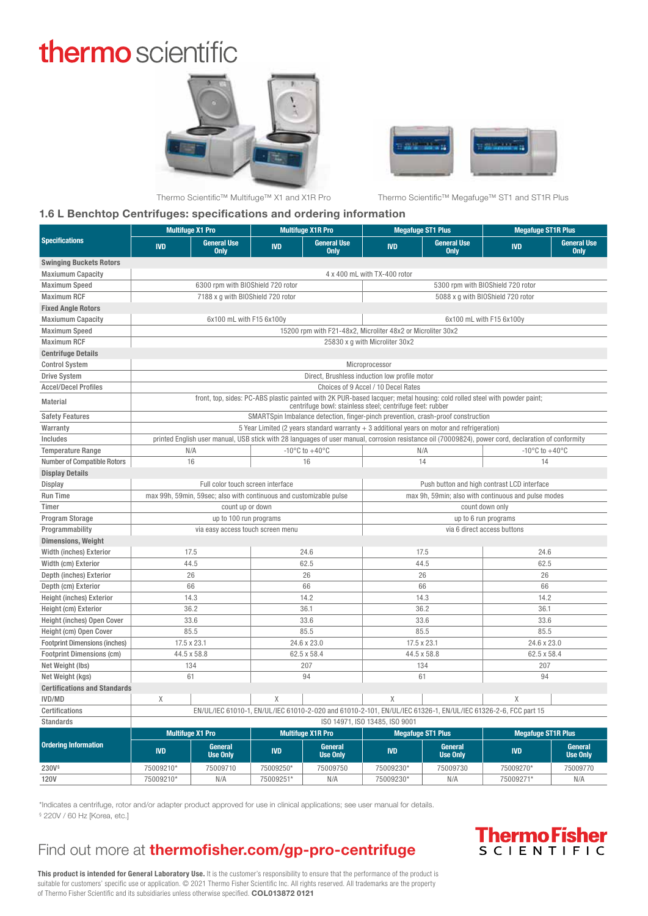# thermo scientific

Thermo Scientific™ Multifuge™ X1 and X1R Pro

Thermo Scientific™ Megafuge™ ST1 and ST1R Plus

## 1.6 L Benchtop Centrifuges: specifications and ordering information

| Specifications | Multifuge X1 Pro | | Multifuge X1R Pro | | Megafuge ST1 Plus | | Megafuge ST1R Plus | |
|---|---|---|---|---|---|---|---|---|
| | IVD | General Use Only | IVD | General Use Only | IVD | General Use Only | IVD | General Use Only |
| **Swinging Buckets Rotors** | | | | | | | | |
| Maxiumum Capacity | 4 x 400 mL with TX-400 rotor | | | | | | | |
| Maximum Speed | 6300 rpm with BIOShield 720 rotor | | | | 5300 rpm with BIOShield 720 rotor | | | |
| Maximum RCF | 7188 x g with BIOShield 720 rotor | | | | 5088 x g with BIOShield 720 rotor | | | |
| **Fixed Angle Rotors** | | | | | | | | |
| Maxiumum Capacity | 6x100 mL with F15 6x100y | | | | 6x100 mL with F15 6x100y | | | |
| Maximum Speed | 15200 rpm with F21-48x2, Microliter 48x2 or Microliter 30x2 | | | | | | | |
| Maximum RCF | 25830 x g with Microliter 30x2 | | | | | | | |
| **Centrifuge Details** | | | | | | | | |
| Control System | Microprocessor | | | | | | | |
| Drive System | Direct, Brushless induction low profile motor | | | | | | | |
| Accel/Decel Profiles | Choices of 9 Accel / 10 Decel Rates | | | | | | | |
| Material | front, top, sides: PC-ABS plastic painted with 2K PUR-based lacquer; metal housing: cold rolled steel with powder paint; centrifuge bowl: stainless steel; centrifuge feet: rubber | | | | | | | |
| Safety Features | SMARTSpin Imbalance detection, finger-pinch prevention, crash-proof construction | | | | | | | |
| Warranty | 5 Year Limited (2 years standard warranty + 3 additional years on motor and refrigeration) | | | | | | | |
| Includes | printed English user manual, USB stick with 28 languages of user manual, corrosion resistance oil (70009824), power cord, declaration of conformity | | | | | | | |
| Temperature Range | N/A | | -10°C to +40°C | | N/A | | -10°C to +40°C | |
| Number of Compatible Rotors | 16 | | 16 | | 14 | | 14 | |
| **Display Details** | | | | | | | | |
| Display | Full color touch screen interface | | | | Push button and high contrast LCD interface | | | |
| Run Time | max 99h, 59min, 59sec; also with continuous and customizable pulse | | | | max 9h, 59min; also with continuous and pulse modes | | | |
| Timer | count up or down | | | | count down only | | | |
| Program Storage | up to 100 run programs | | | | up to 6 run programs | | | |
| Programmability | via easy access touch screen menu | | | | via 6 direct access buttons | | | |
| **Dimensions, Weight** | | | | | | | | |
| Width (inches) Exterior | 17.5 | | 24.6 | | 17.5 | | 24.6 | |
| Width (cm) Exterior | 44.5 | | 62.5 | | 44.5 | | 62.5 | |
| Depth (inches) Exterior | 26 | | 26 | | 26 | | 26 | |
| Depth (cm) Exterior | 66 | | 66 | | 66 | | 66 | |
| Height (inches) Exterior | 14.3 | | 14.2 | | 14.3 | | 14.2 | |
| Height (cm) Exterior | 36.2 | | 36.1 | | 36.2 | | 36.1 | |
| Height (inches) Open Cover | 33.6 | | 33.6 | | 33.6 | | 33.6 | |
| Height (cm) Open Cover | 85.5 | | 85.5 | | 85.5 | | 85.5 | |
| Footprint Dimensions (inches) | 17.5 x 23.1 | | 24.6 x 23.0 | | 17.5 x 23.1 | | 24.6 x 23.0 | |
| Footprint Dimensions (cm) | 44.5 x 58.8 | | 62.5 x 58.4 | | 44.5 x 58.8 | | 62.5 x 58.4 | |
| Net Weight (lbs) | 134 | | 207 | | 134 | | 207 | |
| Net Weight (kgs) | 61 | | 94 | | 61 | | 94 | |
| **Certifications and Standards** | | | | | | | | |
| IVD/MD | X | | X | | X | | X | |
| Certifications | EN/UL/IEC 61010-1, EN/UL/IEC 61010-2-020 and 61010-2-101, EN/UL/IEC 61326-1, EN/UL/IEC 61326-2-6, FCC part 15 | | | | | | | |
| Standards | ISO 14971, ISO 13485, ISO 9001 | | | | | | | |

| Ordering Information | Multifuge X1 Pro | | Multifuge X1R Pro | | Megafuge ST1 Plus | | Megafuge ST1R Plus | |
|---|---|---|---|---|---|---|---|---|
| | IVD | General Use Only | IVD | General Use Only | IVD | General Use Only | IVD | General Use Only |
| 230V[$] | 75009210* | 75009710 | 75009250* | 75009750 | 75009230* | 75009730 | 75009270* | 75009770 |
| 120V | 75009210* | N/A | 75009251* | N/A | 75009230* | N/A | 75009271* | N/A |

*Indicates a centrifuge, rotor and/or adapter product approved for use in clinical applications; see user manual for details.
[$] 220V / 60 Hz [Korea, etc.]

Find out more at **thermofisher.com/gp-pro-centrifuge**

ThermoFisher SCIENTIFIC

**This product is intended for General Laboratory Use.** It is the customer's responsibility to ensure that the performance of the product is suitable for customers' specific use or application. © 2021 Thermo Fisher Scientific Inc. All rights reserved. All trademarks are the property of Thermo Fisher Scientific and its subsidiaries unless otherwise specified. **COL013872 0121**